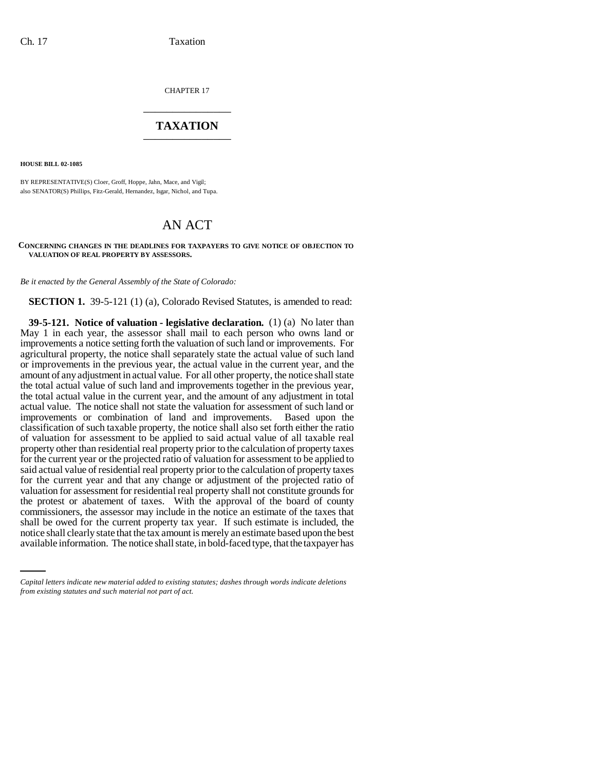CHAPTER 17

# TAXATION

**HOUSE BILL 02-1085**

BY REPRESENTATIVE(S) Cloer, Groff, Hoppe, Jahn, Mace, and Vigil;
also SENATOR(S) Phillips, Fitz-Gerald, Hernandez, Isgar, Nichol, and Tupa.

## AN ACT

**CONCERNING CHANGES IN THE DEADLINES FOR TAXPAYERS TO GIVE NOTICE OF OBJECTION TO VALUATION OF REAL PROPERTY BY ASSESSORS.**

*Be it enacted by the General Assembly of the State of Colorado:*

**SECTION 1.** 39-5-121 (1) (a), Colorado Revised Statutes, is amended to read:

**39-5-121. Notice of valuation - legislative declaration.** (1) (a) No later than May 1 in each year, the assessor shall mail to each person who owns land or improvements a notice setting forth the valuation of such land or improvements. For agricultural property, the notice shall separately state the actual value of such land or improvements in the previous year, the actual value in the current year, and the amount of any adjustment in actual value. For all other property, the notice shall state the total actual value of such land and improvements together in the previous year, the total actual value in the current year, and the amount of any adjustment in total actual value. The notice shall not state the valuation for assessment of such land or improvements or combination of land and improvements. Based upon the classification of such taxable property, the notice shall also set forth either the ratio of valuation for assessment to be applied to said actual value of all taxable real property other than residential real property prior to the calculation of property taxes for the current year or the projected ratio of valuation for assessment to be applied to said actual value of residential real property prior to the calculation of property taxes for the current year and that any change or adjustment of the projected ratio of valuation for assessment for residential real property shall not constitute grounds for the protest or abatement of taxes. With the approval of the board of county commissioners, the assessor may include in the notice an estimate of the taxes that shall be owed for the current property tax year. If such estimate is included, the notice shall clearly state that the tax amount is merely an estimate based upon the best available information. The notice shall state, in bold-faced type, that the taxpayer has

*Capital letters indicate new material added to existing statutes; dashes through words indicate deletions from existing statutes and such material not part of act.*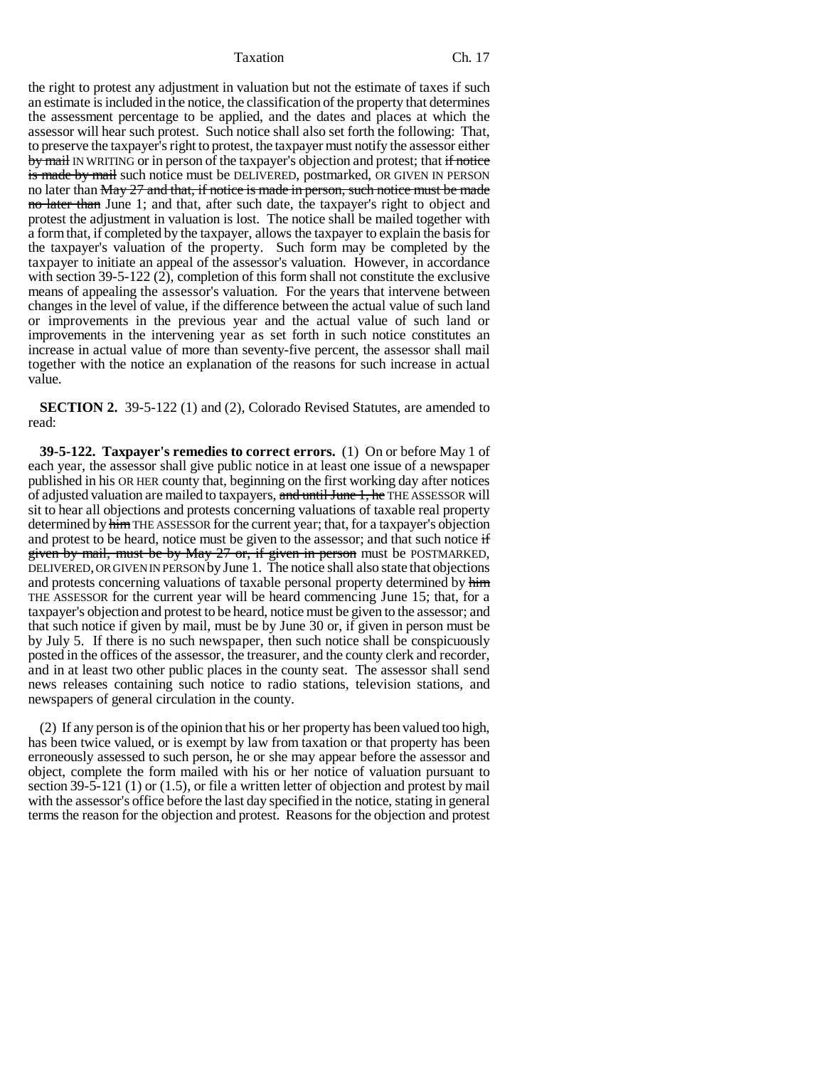the right to protest any adjustment in valuation but not the estimate of taxes if such an estimate is included in the notice, the classification of the property that determines the assessment percentage to be applied, and the dates and places at which the assessor will hear such protest. Such notice shall also set forth the following: That, to preserve the taxpayer's right to protest, the taxpayer must notify the assessor either ~~by mail~~ IN WRITING or in person of the taxpayer's objection and protest; that ~~if notice is made by mail~~ such notice must be DELIVERED, postmarked, OR GIVEN IN PERSON no later than ~~May 27 and that, if notice is made in person, such notice must be made no later than~~ June 1; and that, after such date, the taxpayer's right to object and protest the adjustment in valuation is lost. The notice shall be mailed together with a form that, if completed by the taxpayer, allows the taxpayer to explain the basis for the taxpayer's valuation of the property. Such form may be completed by the taxpayer to initiate an appeal of the assessor's valuation. However, in accordance with section 39-5-122 (2), completion of this form shall not constitute the exclusive means of appealing the assessor's valuation. For the years that intervene between changes in the level of value, if the difference between the actual value of such land or improvements in the previous year and the actual value of such land or improvements in the intervening year as set forth in such notice constitutes an increase in actual value of more than seventy-five percent, the assessor shall mail together with the notice an explanation of the reasons for such increase in actual value.

**SECTION 2.** 39-5-122 (1) and (2), Colorado Revised Statutes, are amended to read:

**39-5-122. Taxpayer's remedies to correct errors.** (1) On or before May 1 of each year, the assessor shall give public notice in at least one issue of a newspaper published in his OR HER county that, beginning on the first working day after notices of adjusted valuation are mailed to taxpayers, ~~and until June 1, he~~ THE ASSESSOR will sit to hear all objections and protests concerning valuations of taxable real property determined by ~~him~~ THE ASSESSOR for the current year; that, for a taxpayer's objection and protest to be heard, notice must be given to the assessor; and that such notice ~~if given by mail, must be by May 27 or, if given in person~~ must be POSTMARKED, DELIVERED, OR GIVEN IN PERSON by June 1. The notice shall also state that objections and protests concerning valuations of taxable personal property determined by ~~him~~ THE ASSESSOR for the current year will be heard commencing June 15; that, for a taxpayer's objection and protest to be heard, notice must be given to the assessor; and that such notice if given by mail, must be by June 30 or, if given in person must be by July 5. If there is no such newspaper, then such notice shall be conspicuously posted in the offices of the assessor, the treasurer, and the county clerk and recorder, and in at least two other public places in the county seat. The assessor shall send news releases containing such notice to radio stations, television stations, and newspapers of general circulation in the county.

(2) If any person is of the opinion that his or her property has been valued too high, has been twice valued, or is exempt by law from taxation or that property has been erroneously assessed to such person, he or she may appear before the assessor and object, complete the form mailed with his or her notice of valuation pursuant to section 39-5-121 (1) or (1.5), or file a written letter of objection and protest by mail with the assessor's office before the last day specified in the notice, stating in general terms the reason for the objection and protest. Reasons for the objection and protest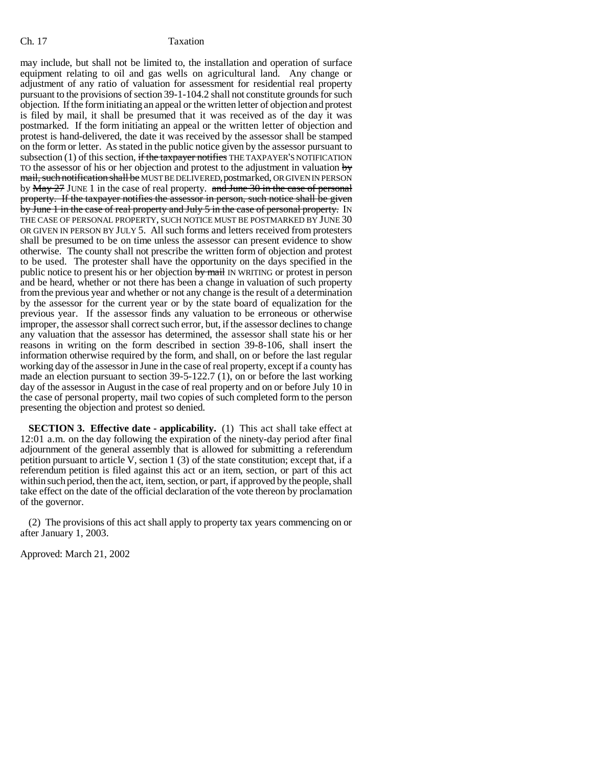may include, but shall not be limited to, the installation and operation of surface equipment relating to oil and gas wells on agricultural land. Any change or adjustment of any ratio of valuation for assessment for residential real property pursuant to the provisions of section 39-1-104.2 shall not constitute grounds for such objection. If the form initiating an appeal or the written letter of objection and protest is filed by mail, it shall be presumed that it was received as of the day it was postmarked. If the form initiating an appeal or the written letter of objection and protest is hand-delivered, the date it was received by the assessor shall be stamped on the form or letter. As stated in the public notice given by the assessor pursuant to subsection (1) of this section, ~~if the taxpayer notifies~~ THE TAXPAYER'S NOTIFICATION TO the assessor of his or her objection and protest to the adjustment in valuation ~~by mail, such notification shall be~~ MUST BE DELIVERED, postmarked, OR GIVEN IN PERSON by ~~May 27~~ JUNE 1 in the case of real property. ~~and June 30 in the case of personal property. If the taxpayer notifies the assessor in person, such notice shall be given by June 1 in the case of real property and July 5 in the case of personal property.~~ IN THE CASE OF PERSONAL PROPERTY, SUCH NOTICE MUST BE POSTMARKED BY JUNE 30 OR GIVEN IN PERSON BY JULY 5. All such forms and letters received from protesters shall be presumed to be on time unless the assessor can present evidence to show otherwise. The county shall not prescribe the written form of objection and protest to be used. The protester shall have the opportunity on the days specified in the public notice to present his or her objection ~~by mail~~ IN WRITING or protest in person and be heard, whether or not there has been a change in valuation of such property from the previous year and whether or not any change is the result of a determination by the assessor for the current year or by the state board of equalization for the previous year. If the assessor finds any valuation to be erroneous or otherwise improper, the assessor shall correct such error, but, if the assessor declines to change any valuation that the assessor has determined, the assessor shall state his or her reasons in writing on the form described in section 39-8-106, shall insert the information otherwise required by the form, and shall, on or before the last regular working day of the assessor in June in the case of real property, except if a county has made an election pursuant to section 39-5-122.7 (1), on or before the last working day of the assessor in August in the case of real property and on or before July 10 in the case of personal property, mail two copies of such completed form to the person presenting the objection and protest so denied.

**SECTION 3. Effective date - applicability.** (1) This act shall take effect at 12:01 a.m. on the day following the expiration of the ninety-day period after final adjournment of the general assembly that is allowed for submitting a referendum petition pursuant to article V, section 1 (3) of the state constitution; except that, if a referendum petition is filed against this act or an item, section, or part of this act within such period, then the act, item, section, or part, if approved by the people, shall take effect on the date of the official declaration of the vote thereon by proclamation of the governor.

(2) The provisions of this act shall apply to property tax years commencing on or after January 1, 2003.

Approved: March 21, 2002